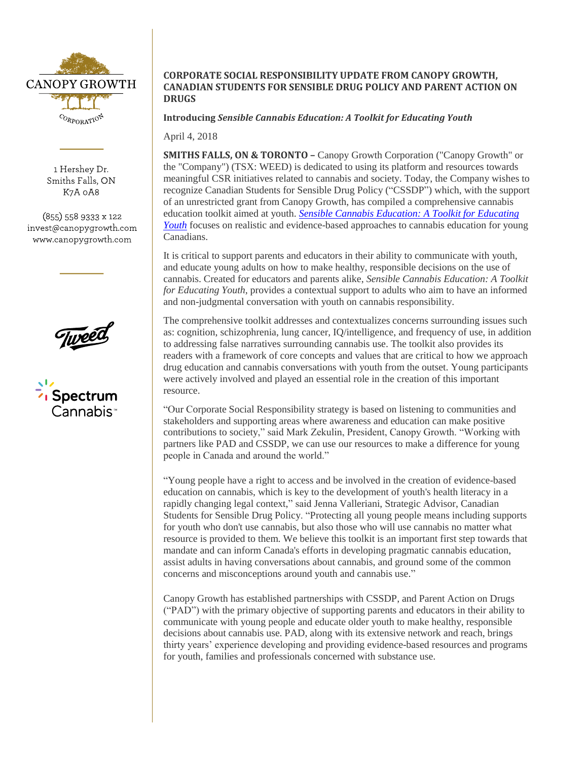CANOPY GROWTH

CORPORATION

1 Hershey Dr.
Smiths Falls, ON
K7A 0A8

(855) 558 9333 x 122
invest@canopygrowth.com
www.canopygrowth.com

**CORPORATE SOCIAL RESPONSIBILITY UPDATE FROM CANOPY GROWTH, CANADIAN STUDENTS FOR SENSIBLE DRUG POLICY AND PARENT ACTION ON DRUGS**

**Introducing *Sensible Cannabis Education: A Toolkit for Educating Youth***

April 4, 2018

**SMITHS FALLS, ON & TORONTO –** Canopy Growth Corporation ("Canopy Growth" or the "Company") (TSX: WEED) is dedicated to using its platform and resources towards meaningful CSR initiatives related to cannabis and society. Today, the Company wishes to recognize Canadian Students for Sensible Drug Policy ("CSSDP") which, with the support of an unrestricted grant from Canopy Growth, has compiled a comprehensive cannabis education toolkit aimed at youth. ***Sensible Cannabis Education: A Toolkit for Educating Youth*** focuses on realistic and evidence-based approaches to cannabis education for young Canadians.

It is critical to support parents and educators in their ability to communicate with youth, and educate young adults on how to make healthy, responsible decisions on the use of cannabis. Created for educators and parents alike, *Sensible Cannabis Education: A Toolkit for Educating Youth*, provides a contextual support to adults who aim to have an informed and non-judgmental conversation with youth on cannabis responsibility.

The comprehensive toolkit addresses and contextualizes concerns surrounding issues such as: cognition, schizophrenia, lung cancer, IQ/intelligence, and frequency of use, in addition to addressing false narratives surrounding cannabis use. The toolkit also provides its readers with a framework of core concepts and values that are critical to how we approach drug education and cannabis conversations with youth from the outset. Young participants were actively involved and played an essential role in the creation of this important resource.

"Our Corporate Social Responsibility strategy is based on listening to communities and stakeholders and supporting areas where awareness and education can make positive contributions to society," said Mark Zekulin, President, Canopy Growth. "Working with partners like PAD and CSSDP, we can use our resources to make a difference for young people in Canada and around the world."

"Young people have a right to access and be involved in the creation of evidence-based education on cannabis, which is key to the development of youth's health literacy in a rapidly changing legal context," said Jenna Valleriani, Strategic Advisor, Canadian Students for Sensible Drug Policy. "Protecting all young people means including supports for youth who don't use cannabis, but also those who will use cannabis no matter what resource is provided to them. We believe this toolkit is an important first step towards that mandate and can inform Canada's efforts in developing pragmatic cannabis education, assist adults in having conversations about cannabis, and ground some of the common concerns and misconceptions around youth and cannabis use."

Canopy Growth has established partnerships with CSSDP, and Parent Action on Drugs ("PAD") with the primary objective of supporting parents and educators in their ability to communicate with young people and educate older youth to make healthy, responsible decisions about cannabis use. PAD, along with its extensive network and reach, brings thirty years' experience developing and providing evidence-based resources and programs for youth, families and professionals concerned with substance use.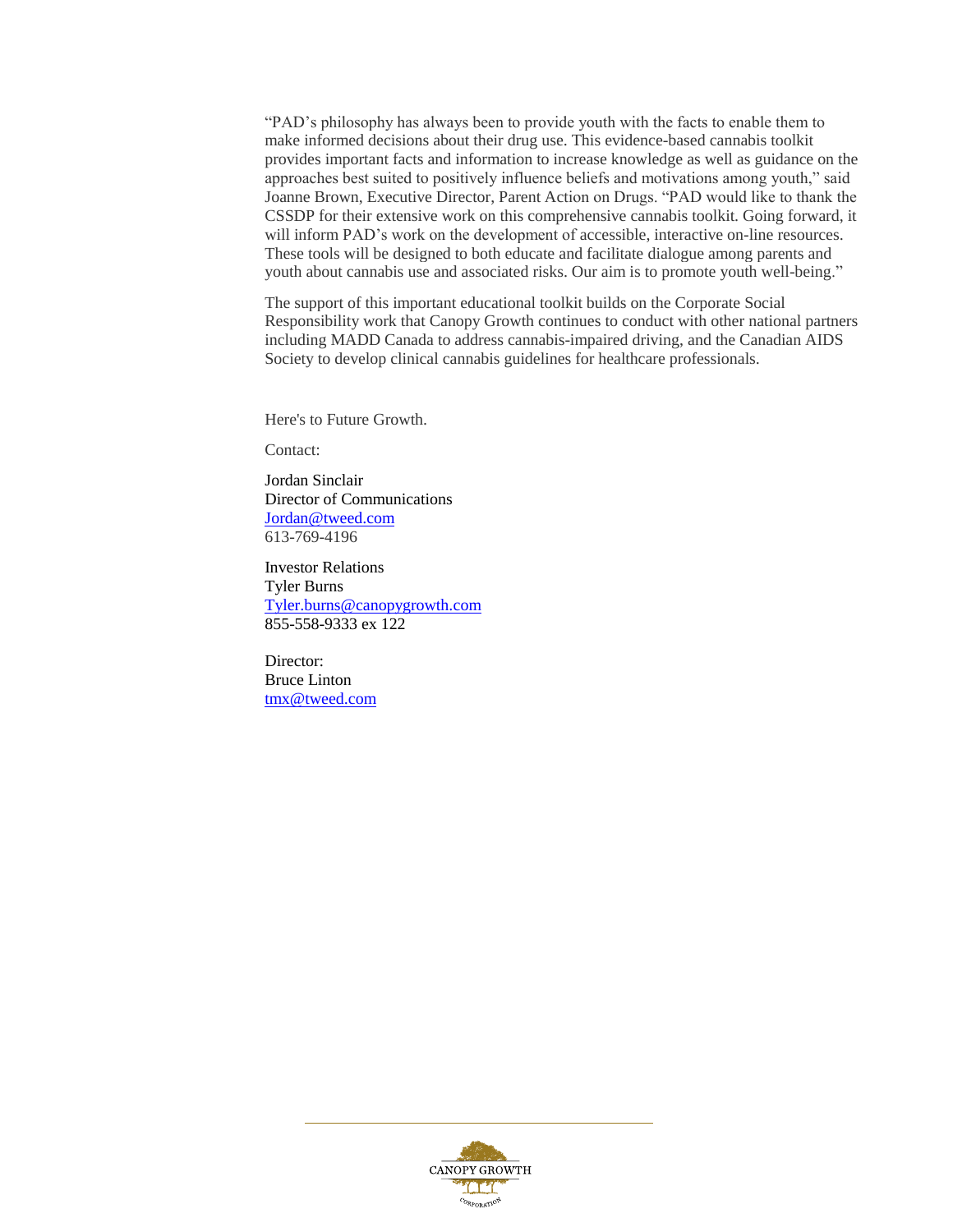"PAD's philosophy has always been to provide youth with the facts to enable them to make informed decisions about their drug use. This evidence-based cannabis toolkit provides important facts and information to increase knowledge as well as guidance on the approaches best suited to positively influence beliefs and motivations among youth," said Joanne Brown, Executive Director, Parent Action on Drugs. "PAD would like to thank the CSSDP for their extensive work on this comprehensive cannabis toolkit. Going forward, it will inform PAD's work on the development of accessible, interactive on-line resources. These tools will be designed to both educate and facilitate dialogue among parents and youth about cannabis use and associated risks. Our aim is to promote youth well-being."

The support of this important educational toolkit builds on the Corporate Social Responsibility work that Canopy Growth continues to conduct with other national partners including MADD Canada to address cannabis-impaired driving, and the Canadian AIDS Society to develop clinical cannabis guidelines for healthcare professionals.

Here's to Future Growth.

Contact:

Jordan Sinclair
Director of Communications
Jordan@tweed.com
613-769-4196

Investor Relations
Tyler Burns
Tyler.burns@canopygrowth.com
855-558-9333 ex 122

Director:
Bruce Linton
tmx@tweed.com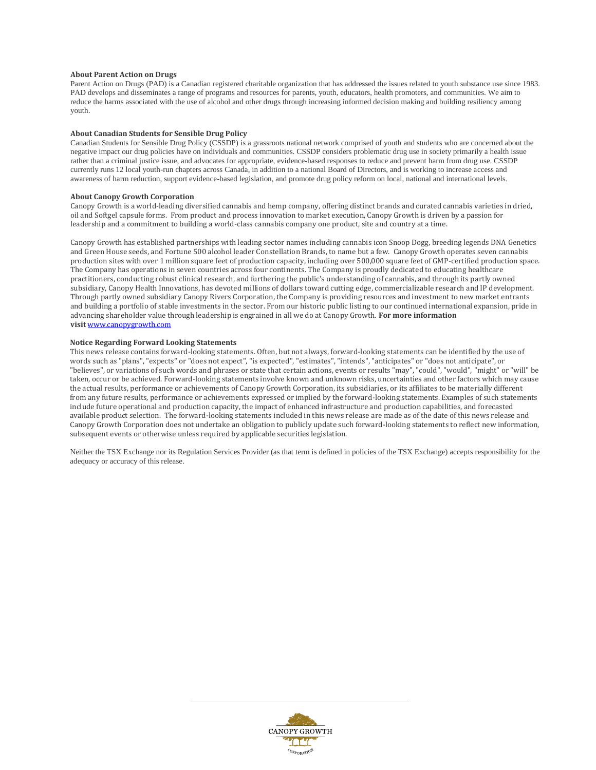**About Parent Action on Drugs**

Parent Action on Drugs (PAD) is a Canadian registered charitable organization that has addressed the issues related to youth substance use since 1983. PAD develops and disseminates a range of programs and resources for parents, youth, educators, health promoters, and communities. We aim to reduce the harms associated with the use of alcohol and other drugs through increasing informed decision making and building resiliency among youth.

**About Canadian Students for Sensible Drug Policy**

Canadian Students for Sensible Drug Policy (CSSDP) is a grassroots national network comprised of youth and students who are concerned about the negative impact our drug policies have on individuals and communities. CSSDP considers problematic drug use in society primarily a health issue rather than a criminal justice issue, and advocates for appropriate, evidence-based responses to reduce and prevent harm from drug use. CSSDP currently runs 12 local youth-run chapters across Canada, in addition to a national Board of Directors, and is working to increase access and awareness of harm reduction, support evidence-based legislation, and promote drug policy reform on local, national and international levels.

**About Canopy Growth Corporation**

Canopy Growth is a world-leading diversified cannabis and hemp company, offering distinct brands and curated cannabis varieties in dried, oil and Softgel capsule forms. From product and process innovation to market execution, Canopy Growth is driven by a passion for leadership and a commitment to building a world-class cannabis company one product, site and country at a time.

Canopy Growth has established partnerships with leading sector names including cannabis icon Snoop Dogg, breeding legends DNA Genetics and Green House seeds, and Fortune 500 alcohol leader Constellation Brands, to name but a few. Canopy Growth operates seven cannabis production sites with over 1 million square feet of production capacity, including over 500,000 square feet of GMP-certified production space. The Company has operations in seven countries across four continents. The Company is proudly dedicated to educating healthcare practitioners, conducting robust clinical research, and furthering the public's understanding of cannabis, and through its partly owned subsidiary, Canopy Health Innovations, has devoted millions of dollars toward cutting edge, commercializable research and IP development. Through partly owned subsidiary Canopy Rivers Corporation, the Company is providing resources and investment to new market entrants and building a portfolio of stable investments in the sector. From our historic public listing to our continued international expansion, pride in advancing shareholder value through leadership is engrained in all we do at Canopy Growth. **For more information visit** www.canopygrowth.com

**Notice Regarding Forward Looking Statements**

This news release contains forward-looking statements. Often, but not always, forward-looking statements can be identified by the use of words such as "plans", "expects" or "does not expect", "is expected", "estimates", "intends", "anticipates" or "does not anticipate", or "believes", or variations of such words and phrases or state that certain actions, events or results "may", "could", "would", "might" or "will" be taken, occur or be achieved. Forward-looking statements involve known and unknown risks, uncertainties and other factors which may cause the actual results, performance or achievements of Canopy Growth Corporation, its subsidiaries, or its affiliates to be materially different from any future results, performance or achievements expressed or implied by the forward-looking statements. Examples of such statements include future operational and production capacity, the impact of enhanced infrastructure and production capabilities, and forecasted available product selection. The forward-looking statements included in this news release are made as of the date of this news release and Canopy Growth Corporation does not undertake an obligation to publicly update such forward-looking statements to reflect new information, subsequent events or otherwise unless required by applicable securities legislation.

Neither the TSX Exchange nor its Regulation Services Provider (as that term is defined in policies of the TSX Exchange) accepts responsibility for the adequacy or accuracy of this release.